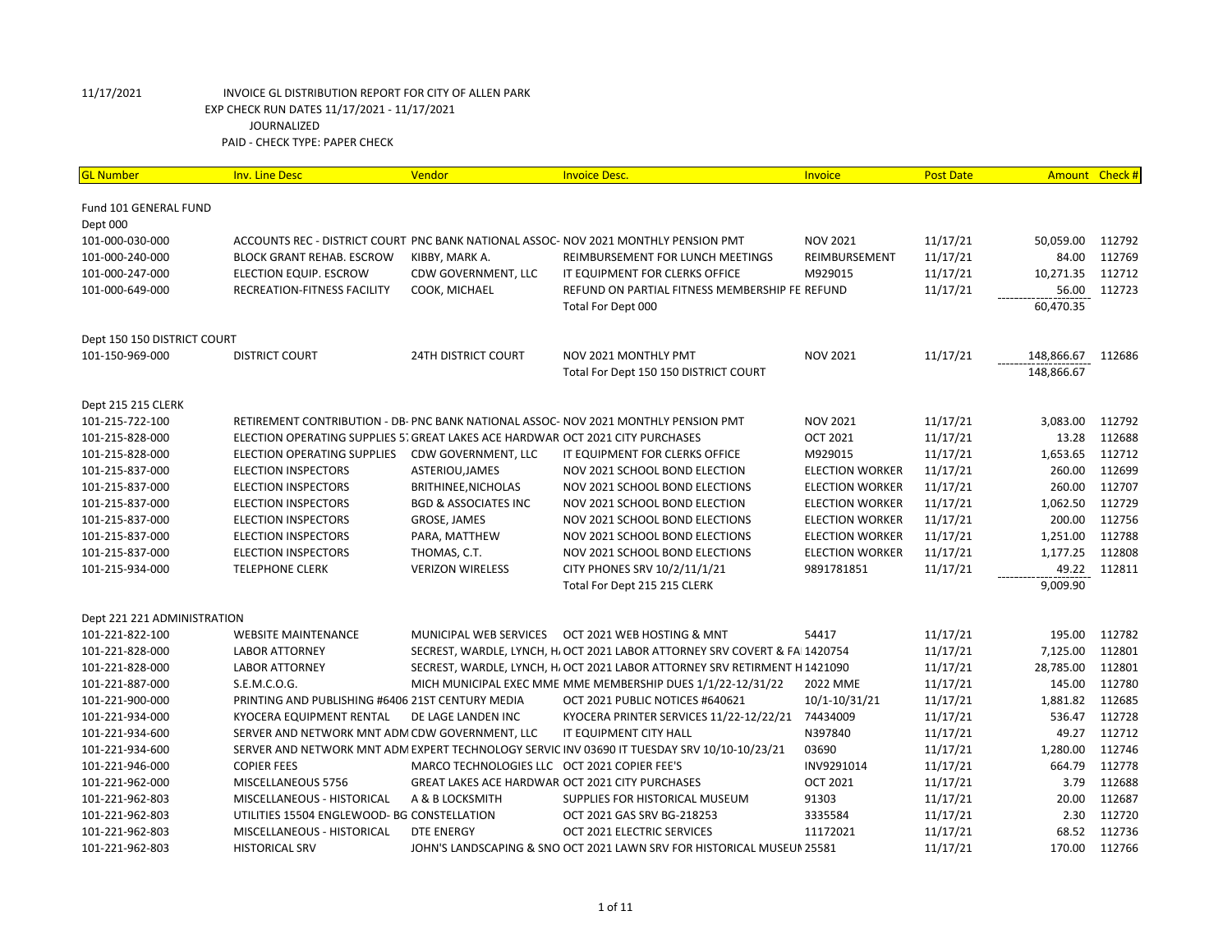11/17/2021 INVOICE GL DISTRIBUTION REPORT FOR CITY OF ALLEN PARK

EXP CHECK RUN DATES 11/17/2021 - 11/17/2021

JOURNALIZED

PAID - CHECK TYPE: PAPER CHECK

| GL Number | Inv. Line Desc | Vendor | Invoice Desc. | Invoice | Post Date | Amount | Check # |
|---|---|---|---|---|---|---|---|
| Fund 101 GENERAL FUND | | | | | | | |
| Dept 000 | | | | | | | |
| 101-000-030-000 | ACCOUNTS REC - DISTRICT COURT | PNC BANK NATIONAL ASSOC- | NOV 2021 MONTHLY PENSION PMT | NOV 2021 | 11/17/21 | 50,059.00 | 112792 |
| 101-000-240-000 | BLOCK GRANT REHAB. ESCROW | KIBBY, MARK A. | REIMBURSEMENT FOR LUNCH MEETINGS | REIMBURSEMENT | 11/17/21 | 84.00 | 112769 |
| 101-000-247-000 | ELECTION EQUIP. ESCROW | CDW GOVERNMENT, LLC | IT EQUIPMENT FOR CLERKS OFFICE | M929015 | 11/17/21 | 10,271.35 | 112712 |
| 101-000-649-000 | RECREATION-FITNESS FACILITY | COOK, MICHAEL | REFUND ON PARTIAL FITNESS MEMBERSHIP FE | REFUND | 11/17/21 | 56.00 | 112723 |
| | | | Total For Dept 000 | | | 60,470.35 | |
| Dept 150 150 DISTRICT COURT | | | | | | | |
| 101-150-969-000 | DISTRICT COURT | 24TH DISTRICT COURT | NOV 2021 MONTHLY PMT | NOV 2021 | 11/17/21 | 148,866.67 | 112686 |
| | | | Total For Dept 150 150 DISTRICT COURT | | | 148,866.67 | |
| Dept 215 215 CLERK | | | | | | | |
| 101-215-722-100 | RETIREMENT CONTRIBUTION - DB- | PNC BANK NATIONAL ASSOC- | NOV 2021 MONTHLY PENSION PMT | NOV 2021 | 11/17/21 | 3,083.00 | 112792 |
| 101-215-828-000 | ELECTION OPERATING SUPPLIES 5: | GREAT LAKES ACE HARDWAR | OCT 2021 CITY PURCHASES | OCT 2021 | 11/17/21 | 13.28 | 112688 |
| 101-215-828-000 | ELECTION OPERATING SUPPLIES | CDW GOVERNMENT, LLC | IT EQUIPMENT FOR CLERKS OFFICE | M929015 | 11/17/21 | 1,653.65 | 112712 |
| 101-215-837-000 | ELECTION INSPECTORS | ASTERIOU,JAMES | NOV 2021 SCHOOL BOND ELECTION | ELECTION WORKER | 11/17/21 | 260.00 | 112699 |
| 101-215-837-000 | ELECTION INSPECTORS | BRITHINEE,NICHOLAS | NOV 2021 SCHOOL BOND ELECTIONS | ELECTION WORKER | 11/17/21 | 260.00 | 112707 |
| 101-215-837-000 | ELECTION INSPECTORS | BGD & ASSOCIATES INC | NOV 2021 SCHOOL BOND ELECTION | ELECTION WORKER | 11/17/21 | 1,062.50 | 112729 |
| 101-215-837-000 | ELECTION INSPECTORS | GROSE, JAMES | NOV 2021 SCHOOL BOND ELECTIONS | ELECTION WORKER | 11/17/21 | 200.00 | 112756 |
| 101-215-837-000 | ELECTION INSPECTORS | PARA, MATTHEW | NOV 2021 SCHOOL BOND ELECTIONS | ELECTION WORKER | 11/17/21 | 1,251.00 | 112788 |
| 101-215-837-000 | ELECTION INSPECTORS | THOMAS, C.T. | NOV 2021 SCHOOL BOND ELECTIONS | ELECTION WORKER | 11/17/21 | 1,177.25 | 112808 |
| 101-215-934-000 | TELEPHONE CLERK | VERIZON WIRELESS | CITY PHONES SRV 10/2/11/1/21 | 9891781851 | 11/17/21 | 49.22 | 112811 |
| | | | Total For Dept 215 215 CLERK | | | 9,009.90 | |
| Dept 221 221 ADMINISTRATION | | | | | | | |
| 101-221-822-100 | WEBSITE MAINTENANCE | MUNICIPAL WEB SERVICES | OCT 2021 WEB HOSTING & MNT | 54417 | 11/17/21 | 195.00 | 112782 |
| 101-221-828-000 | LABOR ATTORNEY | SECREST, WARDLE, LYNCH, H. | OCT 2021 LABOR ATTORNEY SRV COVERT & FA | 1420754 | 11/17/21 | 7,125.00 | 112801 |
| 101-221-828-000 | LABOR ATTORNEY | SECREST, WARDLE, LYNCH, H. | OCT 2021 LABOR ATTORNEY SRV RETIRMENT H | 1421090 | 11/17/21 | 28,785.00 | 112801 |
| 101-221-887-000 | S.E.M.C.O.G. | MICH MUNICIPAL EXEC MME | MME MEMBERSHIP DUES 1/1/22-12/31/22 | 2022 MME | 11/17/21 | 145.00 | 112780 |
| 101-221-900-000 | PRINTING AND PUBLISHING #6406 | 21ST CENTURY MEDIA | OCT 2021 PUBLIC NOTICES #640621 | 10/1-10/31/21 | 11/17/21 | 1,881.82 | 112685 |
| 101-221-934-000 | KYOCERA EQUIPMENT RENTAL | DE LAGE LANDEN INC | KYOCERA PRINTER SERVICES 11/22-12/22/21 | 74434009 | 11/17/21 | 536.47 | 112728 |
| 101-221-934-600 | SERVER AND NETWORK MNT ADM | CDW GOVERNMENT, LLC | IT EQUIPMENT CITY HALL | N397840 | 11/17/21 | 49.27 | 112712 |
| 101-221-934-600 | SERVER AND NETWORK MNT ADM | EXPERT TECHNOLOGY SERVIC | INV 03690 IT TUESDAY SRV 10/10-10/23/21 | 03690 | 11/17/21 | 1,280.00 | 112746 |
| 101-221-946-000 | COPIER FEES | MARCO TECHNOLOGIES LLC | OCT 2021 COPIER FEE'S | INV9291014 | 11/17/21 | 664.79 | 112778 |
| 101-221-962-000 | MISCELLANEOUS 5756 | GREAT LAKES ACE HARDWAR | OCT 2021 CITY PURCHASES | OCT 2021 | 11/17/21 | 3.79 | 112688 |
| 101-221-962-803 | MISCELLANEOUS - HISTORICAL | A & B LOCKSMITH | SUPPLIES FOR HISTORICAL MUSEUM | 91303 | 11/17/21 | 20.00 | 112687 |
| 101-221-962-803 | UTILITIES 15504 ENGLEWOOD- BG | CONSTELLATION | OCT 2021 GAS SRV BG-218253 | 3335584 | 11/17/21 | 2.30 | 112720 |
| 101-221-962-803 | MISCELLANEOUS - HISTORICAL | DTE ENERGY | OCT 2021 ELECTRIC SERVICES | 11172021 | 11/17/21 | 68.52 | 112736 |
| 101-221-962-803 | HISTORICAL SRV | JOHN'S LANDSCAPING & SNO | OCT 2021 LAWN SRV FOR HISTORICAL MUSEUM | 25581 | 11/17/21 | 170.00 | 112766 |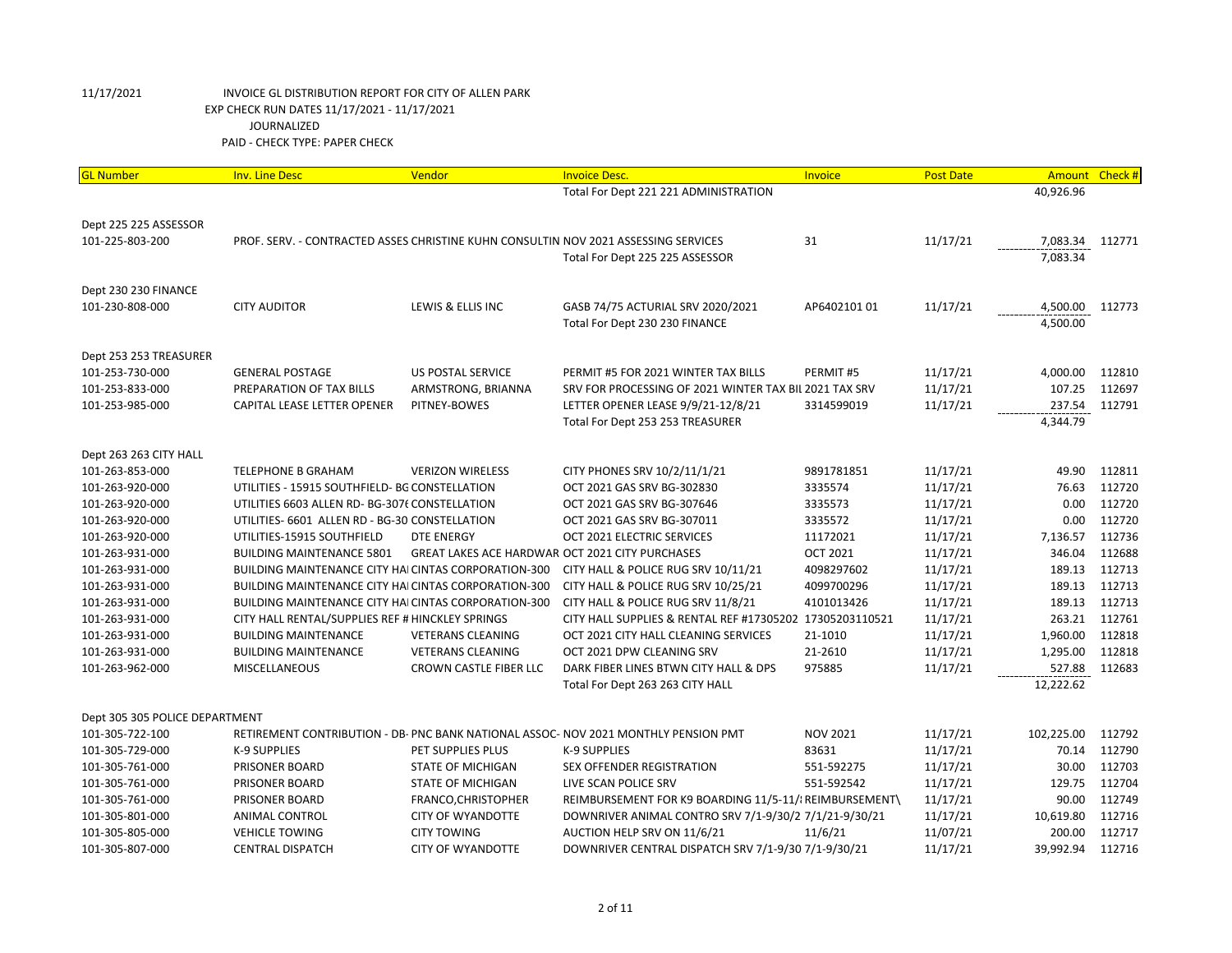11/17/2021 INVOICE GL DISTRIBUTION REPORT FOR CITY OF ALLEN PARK
EXP CHECK RUN DATES 11/17/2021 - 11/17/2021
JOURNALIZED
PAID - CHECK TYPE: PAPER CHECK

| GL Number | Inv. Line Desc | Vendor | Invoice Desc. | Invoice | Post Date | Amount | Check # |
|---|---|---|---|---|---|---|---|
| | | | Total For Dept 221 221 ADMINISTRATION | | | 40,926.96 | |
| Dept 225 225 ASSESSOR | | | | | | | |
| 101-225-803-200 | PROF. SERV. - CONTRACTED ASSES | CHRISTINE KUHN CONSULTIN | NOV 2021 ASSESSING SERVICES | 31 | 11/17/21 | 7,083.34 | 112771 |
| | | | Total For Dept 225 225 ASSESSOR | | | 7,083.34 | |
| Dept 230 230 FINANCE | | | | | | | |
| 101-230-808-000 | CITY AUDITOR | LEWIS & ELLIS INC | GASB 74/75 ACTURIAL SRV 2020/2021 | AP6402101 01 | 11/17/21 | 4,500.00 | 112773 |
| | | | Total For Dept 230 230 FINANCE | | | 4,500.00 | |
| Dept 253 253 TREASURER | | | | | | | |
| 101-253-730-000 | GENERAL POSTAGE | US POSTAL SERVICE | PERMIT #5 FOR 2021 WINTER TAX BILLS | PERMIT #5 | 11/17/21 | 4,000.00 | 112810 |
| 101-253-833-000 | PREPARATION OF TAX BILLS | ARMSTRONG, BRIANNA | SRV FOR PROCESSING OF 2021 WINTER TAX BIL | 2021 TAX SRV | 11/17/21 | 107.25 | 112697 |
| 101-253-985-000 | CAPITAL LEASE LETTER OPENER | PITNEY-BOWES | LETTER OPENER LEASE 9/9/21-12/8/21 | 3314599019 | 11/17/21 | 237.54 | 112791 |
| | | | Total For Dept 253 253 TREASURER | | | 4,344.79 | |
| Dept 263 263 CITY HALL | | | | | | | |
| 101-263-853-000 | TELEPHONE B GRAHAM | VERIZON WIRELESS | CITY PHONES SRV 10/2/11/1/21 | 9891781851 | 11/17/21 | 49.90 | 112811 |
| 101-263-920-000 | UTILITIES - 15915 SOUTHFIELD- BG | CONSTELLATION | OCT 2021 GAS SRV BG-302830 | 3335574 | 11/17/21 | 76.63 | 112720 |
| 101-263-920-000 | UTILITIES 6603 ALLEN RD- BG-307( | CONSTELLATION | OCT 2021 GAS SRV BG-307646 | 3335573 | 11/17/21 | 0.00 | 112720 |
| 101-263-920-000 | UTILITIES- 6601 ALLEN RD - BG-30 | CONSTELLATION | OCT 2021 GAS SRV BG-307011 | 3335572 | 11/17/21 | 0.00 | 112720 |
| 101-263-920-000 | UTILITIES-15915 SOUTHFIELD | DTE ENERGY | OCT 2021 ELECTRIC SERVICES | 11172021 | 11/17/21 | 7,136.57 | 112736 |
| 101-263-931-000 | BUILDING MAINTENANCE 5801 | GREAT LAKES ACE HARDWAR | OCT 2021 CITY PURCHASES | OCT 2021 | 11/17/21 | 346.04 | 112688 |
| 101-263-931-000 | BUILDING MAINTENANCE CITY HAI | CINTAS CORPORATION-300 | CITY HALL & POLICE RUG SRV 10/11/21 | 4098297602 | 11/17/21 | 189.13 | 112713 |
| 101-263-931-000 | BUILDING MAINTENANCE CITY HAI | CINTAS CORPORATION-300 | CITY HALL & POLICE RUG SRV 10/25/21 | 4099700296 | 11/17/21 | 189.13 | 112713 |
| 101-263-931-000 | BUILDING MAINTENANCE CITY HAI | CINTAS CORPORATION-300 | CITY HALL & POLICE RUG SRV 11/8/21 | 4101013426 | 11/17/21 | 189.13 | 112713 |
| 101-263-931-000 | CITY HALL RENTAL/SUPPLIES REF # | HINCKLEY SPRINGS | CITY HALL SUPPLIES & RENTAL REF #17305202 | 17305203110521 | 11/17/21 | 263.21 | 112761 |
| 101-263-931-000 | BUILDING MAINTENANCE | VETERANS CLEANING | OCT 2021 CITY HALL CLEANING SERVICES | 21-1010 | 11/17/21 | 1,960.00 | 112818 |
| 101-263-931-000 | BUILDING MAINTENANCE | VETERANS CLEANING | OCT 2021 DPW CLEANING SRV | 21-2610 | 11/17/21 | 1,295.00 | 112818 |
| 101-263-962-000 | MISCELLANEOUS | CROWN CASTLE FIBER LLC | DARK FIBER LINES BTWN CITY HALL & DPS | 975885 | 11/17/21 | 527.88 | 112683 |
| | | | Total For Dept 263 263 CITY HALL | | | 12,222.62 | |
| Dept 305 305 POLICE DEPARTMENT | | | | | | | |
| 101-305-722-100 | RETIREMENT CONTRIBUTION - DB- | PNC BANK NATIONAL ASSOC- | NOV 2021 MONTHLY PENSION PMT | NOV 2021 | 11/17/21 | 102,225.00 | 112792 |
| 101-305-729-000 | K-9 SUPPLIES | PET SUPPLIES PLUS | K-9 SUPPLIES | 83631 | 11/17/21 | 70.14 | 112790 |
| 101-305-761-000 | PRISONER BOARD | STATE OF MICHIGAN | SEX OFFENDER REGISTRATION | 551-592275 | 11/17/21 | 30.00 | 112703 |
| 101-305-761-000 | PRISONER BOARD | STATE OF MICHIGAN | LIVE SCAN POLICE SRV | 551-592542 | 11/17/21 | 129.75 | 112704 |
| 101-305-761-000 | PRISONER BOARD | FRANCO,CHRISTOPHER | REIMBURSEMENT FOR K9 BOARDING 11/5-11/: | REIMBURSEMENT\ | 11/17/21 | 90.00 | 112749 |
| 101-305-801-000 | ANIMAL CONTROL | CITY OF WYANDOTTE | DOWNRIVER ANIMAL CONTRO SRV 7/1-9/30/2 | 7/1/21-9/30/21 | 11/17/21 | 10,619.80 | 112716 |
| 101-305-805-000 | VEHICLE TOWING | CITY TOWING | AUCTION HELP SRV ON 11/6/21 | 11/6/21 | 11/07/21 | 200.00 | 112717 |
| 101-305-807-000 | CENTRAL DISPATCH | CITY OF WYANDOTTE | DOWNRIVER CENTRAL DISPATCH SRV 7/1-9/30 | 7/1-9/30/21 | 11/17/21 | 39,992.94 | 112716 |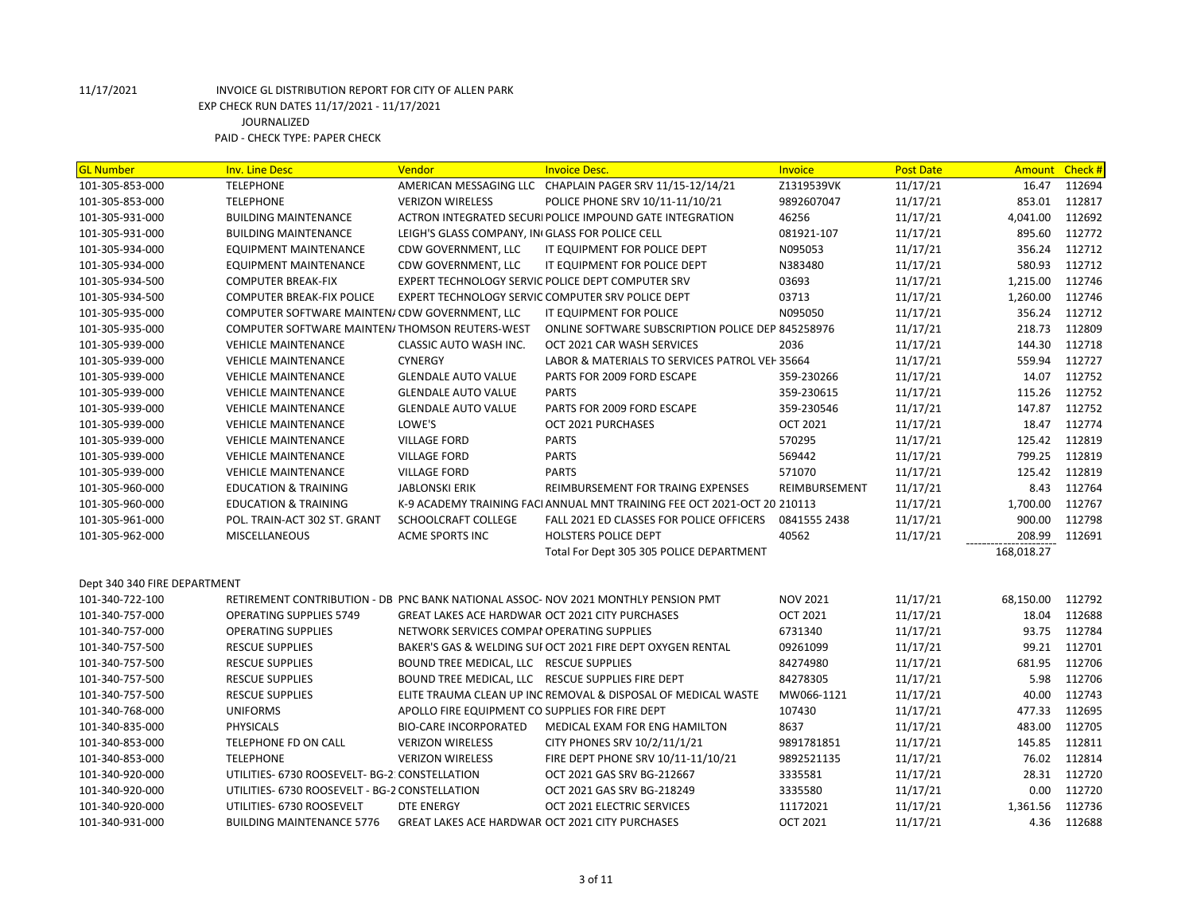11/17/2021 INVOICE GL DISTRIBUTION REPORT FOR CITY OF ALLEN PARK
EXP CHECK RUN DATES 11/17/2021 - 11/17/2021
JOURNALIZED
PAID - CHECK TYPE: PAPER CHECK

| GL Number | Inv. Line Desc | Vendor | Invoice Desc. | Invoice | Post Date | Amount | Check # |
|---|---|---|---|---|---|---|---|
| 101-305-853-000 | TELEPHONE | AMERICAN MESSAGING LLC | CHAPLAIN PAGER SRV 11/15-12/14/21 | Z1319539VK | 11/17/21 | 16.47 | 112694 |
| 101-305-853-000 | TELEPHONE | VERIZON WIRELESS | POLICE PHONE SRV 10/11-11/10/21 | 9892607047 | 11/17/21 | 853.01 | 112817 |
| 101-305-931-000 | BUILDING MAINTENANCE | ACTRON INTEGRATED SECURI | POLICE IMPOUND GATE INTEGRATION | 46256 | 11/17/21 | 4,041.00 | 112692 |
| 101-305-931-000 | BUILDING MAINTENANCE | LEIGH'S GLASS COMPANY, IN | GLASS FOR POLICE CELL | 081921-107 | 11/17/21 | 895.60 | 112772 |
| 101-305-934-000 | EQUIPMENT MAINTENANCE | CDW GOVERNMENT, LLC | IT EQUIPMENT FOR POLICE DEPT | N095053 | 11/17/21 | 356.24 | 112712 |
| 101-305-934-000 | EQUIPMENT MAINTENANCE | CDW GOVERNMENT, LLC | IT EQUIPMENT FOR POLICE DEPT | N383480 | 11/17/21 | 580.93 | 112712 |
| 101-305-934-500 | COMPUTER BREAK-FIX | EXPERT TECHNOLOGY SERVIC | POLICE DEPT COMPUTER SRV | 03693 | 11/17/21 | 1,215.00 | 112746 |
| 101-305-934-500 | COMPUTER BREAK-FIX POLICE | EXPERT TECHNOLOGY SERVIC | COMPUTER SRV POLICE DEPT | 03713 | 11/17/21 | 1,260.00 | 112746 |
| 101-305-935-000 | COMPUTER SOFTWARE MAINTEN/ | CDW GOVERNMENT, LLC | IT EQUIPMENT FOR POLICE | N095050 | 11/17/21 | 356.24 | 112712 |
| 101-305-935-000 | COMPUTER SOFTWARE MAINTEN/ | THOMSON REUTERS-WEST | ONLINE SOFTWARE SUBSCRIPTION POLICE DEP | 845258976 | 11/17/21 | 218.73 | 112809 |
| 101-305-939-000 | VEHICLE MAINTENANCE | CLASSIC AUTO WASH INC. | OCT 2021 CAR WASH SERVICES | 2036 | 11/17/21 | 144.30 | 112718 |
| 101-305-939-000 | VEHICLE MAINTENANCE | CYNERGY | LABOR & MATERIALS TO SERVICES PATROL VEH | 35664 | 11/17/21 | 559.94 | 112727 |
| 101-305-939-000 | VEHICLE MAINTENANCE | GLENDALE AUTO VALUE | PARTS FOR 2009 FORD ESCAPE | 359-230266 | 11/17/21 | 14.07 | 112752 |
| 101-305-939-000 | VEHICLE MAINTENANCE | GLENDALE AUTO VALUE | PARTS | 359-230615 | 11/17/21 | 115.26 | 112752 |
| 101-305-939-000 | VEHICLE MAINTENANCE | GLENDALE AUTO VALUE | PARTS FOR 2009 FORD ESCAPE | 359-230546 | 11/17/21 | 147.87 | 112752 |
| 101-305-939-000 | VEHICLE MAINTENANCE | LOWE'S | OCT 2021 PURCHASES | OCT 2021 | 11/17/21 | 18.47 | 112774 |
| 101-305-939-000 | VEHICLE MAINTENANCE | VILLAGE FORD | PARTS | 570295 | 11/17/21 | 125.42 | 112819 |
| 101-305-939-000 | VEHICLE MAINTENANCE | VILLAGE FORD | PARTS | 569442 | 11/17/21 | 799.25 | 112819 |
| 101-305-939-000 | VEHICLE MAINTENANCE | VILLAGE FORD | PARTS | 571070 | 11/17/21 | 125.42 | 112819 |
| 101-305-960-000 | EDUCATION & TRAINING | JABLONSKI ERIK | REIMBURSEMENT FOR TRAING EXPENSES | REIMBURSEMENT | 11/17/21 | 8.43 | 112764 |
| 101-305-960-000 | EDUCATION & TRAINING | K-9 ACADEMY TRAINING FACI | ANNUAL MNT TRAINING FEE OCT 2021-OCT 20 | 210113 | 11/17/21 | 1,700.00 | 112767 |
| 101-305-961-000 | POL. TRAIN-ACT 302 ST. GRANT | SCHOOLCRAFT COLLEGE | FALL 2021 ED CLASSES FOR POLICE OFFICERS | 0841555 2438 | 11/17/21 | 900.00 | 112798 |
| 101-305-962-000 | MISCELLANEOUS | ACME SPORTS INC | HOLSTERS POLICE DEPT | 40562 | 11/17/21 | 208.99 | 112691 |
| | | | Total For Dept 305 305 POLICE DEPARTMENT | | | 168,018.27 | |
| Dept 340 340 FIRE DEPARTMENT | | | | | | | |
| 101-340-722-100 | RETIREMENT CONTRIBUTION - DB | PNC BANK NATIONAL ASSOC- | NOV 2021 MONTHLY PENSION PMT | NOV 2021 | 11/17/21 | 68,150.00 | 112792 |
| 101-340-757-000 | OPERATING SUPPLIES 5749 | GREAT LAKES ACE HARDWAR | OCT 2021 CITY PURCHASES | OCT 2021 | 11/17/21 | 18.04 | 112688 |
| 101-340-757-000 | OPERATING SUPPLIES | NETWORK SERVICES COMPAN | OPERATING SUPPLIES | 6731340 | 11/17/21 | 93.75 | 112784 |
| 101-340-757-500 | RESCUE SUPPLIES | BAKER'S GAS & WELDING SUI | OCT 2021 FIRE DEPT OXYGEN RENTAL | 09261099 | 11/17/21 | 99.21 | 112701 |
| 101-340-757-500 | RESCUE SUPPLIES | BOUND TREE MEDICAL, LLC | RESCUE SUPPLIES | 84274980 | 11/17/21 | 681.95 | 112706 |
| 101-340-757-500 | RESCUE SUPPLIES | BOUND TREE MEDICAL, LLC | RESCUE SUPPLIES FIRE DEPT | 84278305 | 11/17/21 | 5.98 | 112706 |
| 101-340-757-500 | RESCUE SUPPLIES | ELITE TRAUMA CLEAN UP INC | REMOVAL & DISPOSAL OF MEDICAL WASTE | MW066-1121 | 11/17/21 | 40.00 | 112743 |
| 101-340-768-000 | UNIFORMS | APOLLO FIRE EQUIPMENT CO | SUPPLIES FOR FIRE DEPT | 107430 | 11/17/21 | 477.33 | 112695 |
| 101-340-835-000 | PHYSICALS | BIO-CARE INCORPORATED | MEDICAL EXAM FOR ENG HAMILTON | 8637 | 11/17/21 | 483.00 | 112705 |
| 101-340-853-000 | TELEPHONE FD ON CALL | VERIZON WIRELESS | CITY PHONES SRV 10/2/11/1/21 | 9891781851 | 11/17/21 | 145.85 | 112811 |
| 101-340-853-000 | TELEPHONE | VERIZON WIRELESS | FIRE DEPT PHONE SRV 10/11-11/10/21 | 9892521135 | 11/17/21 | 76.02 | 112814 |
| 101-340-920-000 | UTILITIES- 6730 ROOSEVELT- BG-2 | CONSTELLATION | OCT 2021 GAS SRV BG-212667 | 3335581 | 11/17/21 | 28.31 | 112720 |
| 101-340-920-000 | UTILITIES- 6730 ROOSEVELT - BG-2 | CONSTELLATION | OCT 2021 GAS SRV BG-218249 | 3335580 | 11/17/21 | 0.00 | 112720 |
| 101-340-920-000 | UTILITIES- 6730 ROOSEVELT | DTE ENERGY | OCT 2021 ELECTRIC SERVICES | 11172021 | 11/17/21 | 1,361.56 | 112736 |
| 101-340-931-000 | BUILDING MAINTENANCE 5776 | GREAT LAKES ACE HARDWAR | OCT 2021 CITY PURCHASES | OCT 2021 | 11/17/21 | 4.36 | 112688 |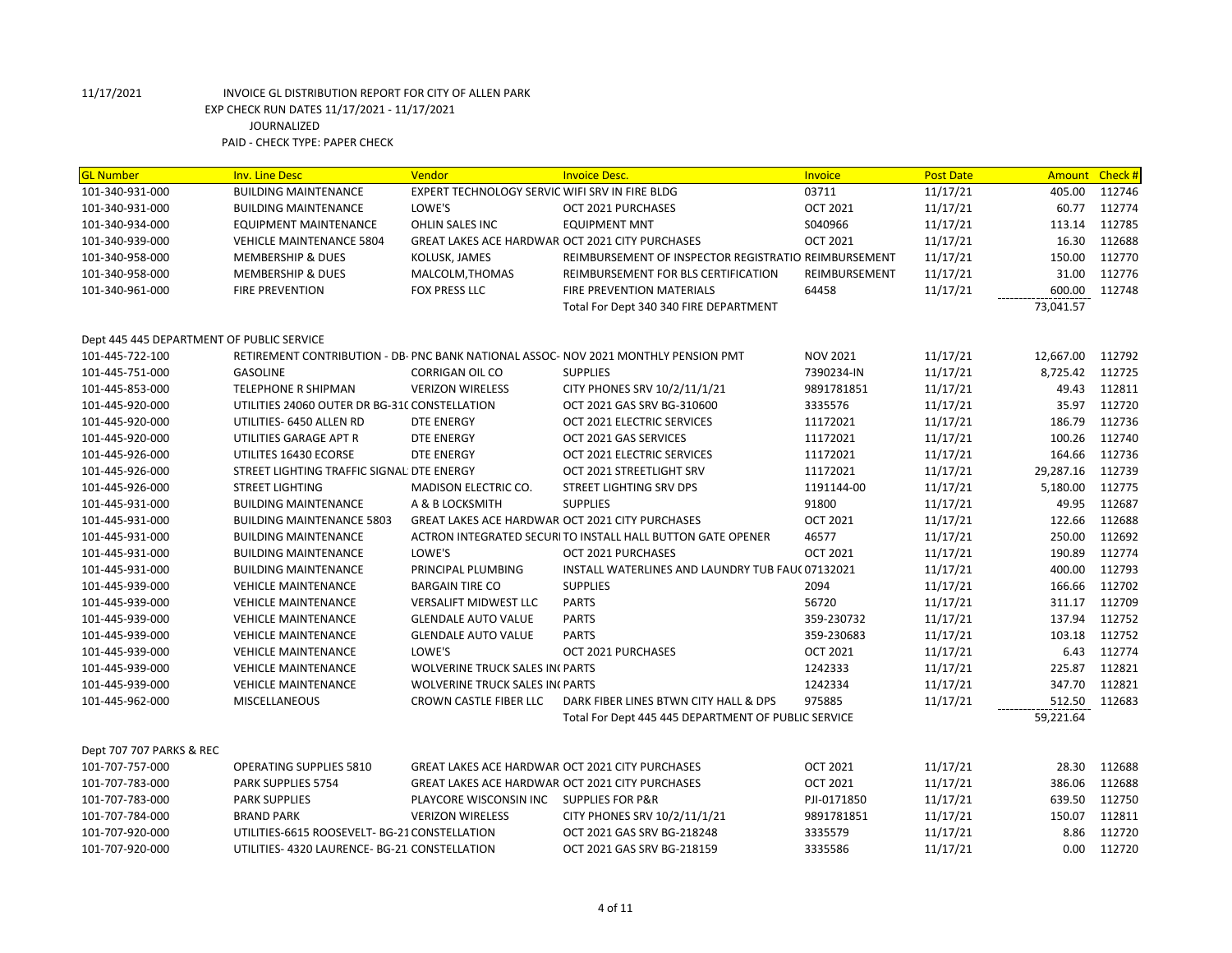11/17/2021 INVOICE GL DISTRIBUTION REPORT FOR CITY OF ALLEN PARK

EXP CHECK RUN DATES 11/17/2021 - 11/17/2021

JOURNALIZED

PAID - CHECK TYPE: PAPER CHECK

| GL Number | Inv. Line Desc | Vendor | Invoice Desc. | Invoice | Post Date | Amount | Check # |
|---|---|---|---|---|---|---|---|
| 101-340-931-000 | BUILDING MAINTENANCE | EXPERT TECHNOLOGY SERVIC | WIFI SRV IN FIRE BLDG | 03711 | 11/17/21 | 405.00 | 112746 |
| 101-340-931-000 | BUILDING MAINTENANCE | LOWE'S | OCT 2021 PURCHASES | OCT 2021 | 11/17/21 | 60.77 | 112774 |
| 101-340-934-000 | EQUIPMENT MAINTENANCE | OHLIN SALES INC | EQUIPMENT MNT | S040966 | 11/17/21 | 113.14 | 112785 |
| 101-340-939-000 | VEHICLE MAINTENANCE 5804 | GREAT LAKES ACE HARDWAR | OCT 2021 CITY PURCHASES | OCT 2021 | 11/17/21 | 16.30 | 112688 |
| 101-340-958-000 | MEMBERSHIP & DUES | KOLUSK, JAMES | REIMBURSEMENT OF INSPECTOR REGISTRATIO | REIMBURSEMENT | 11/17/21 | 150.00 | 112770 |
| 101-340-958-000 | MEMBERSHIP & DUES | MALCOLM,THOMAS | REIMBURSEMENT FOR BLS CERTIFICATION | REIMBURSEMENT | 11/17/21 | 31.00 | 112776 |
| 101-340-961-000 | FIRE PREVENTION | FOX PRESS LLC | FIRE PREVENTION MATERIALS | 64458 | 11/17/21 | 600.00 | 112748 |
| | | | Total For Dept 340 340 FIRE DEPARTMENT | | | 73,041.57 | |
| Dept 445 445 DEPARTMENT OF PUBLIC SERVICE | | | | | | | |
| 101-445-722-100 | RETIREMENT CONTRIBUTION - DB- | PNC BANK NATIONAL ASSOC- | NOV 2021 MONTHLY PENSION PMT | NOV 2021 | 11/17/21 | 12,667.00 | 112792 |
| 101-445-751-000 | GASOLINE | CORRIGAN OIL CO | SUPPLIES | 7390234-IN | 11/17/21 | 8,725.42 | 112725 |
| 101-445-853-000 | TELEPHONE R SHIPMAN | VERIZON WIRELESS | CITY PHONES SRV 10/2/11/1/21 | 9891781851 | 11/17/21 | 49.43 | 112811 |
| 101-445-920-000 | UTILITIES 24060 OUTER DR BG-31( | CONSTELLATION | OCT 2021 GAS SRV BG-310600 | 3335576 | 11/17/21 | 35.97 | 112720 |
| 101-445-920-000 | UTILITIES- 6450 ALLEN RD | DTE ENERGY | OCT 2021 ELECTRIC SERVICES | 11172021 | 11/17/21 | 186.79 | 112736 |
| 101-445-920-000 | UTILITIES GARAGE APT R | DTE ENERGY | OCT 2021 GAS SERVICES | 11172021 | 11/17/21 | 100.26 | 112740 |
| 101-445-926-000 | UTILITES 16430 ECORSE | DTE ENERGY | OCT 2021 ELECTRIC SERVICES | 11172021 | 11/17/21 | 164.66 | 112736 |
| 101-445-926-000 | STREET LIGHTING TRAFFIC SIGNAL | DTE ENERGY | OCT 2021 STREETLIGHT SRV | 11172021 | 11/17/21 | 29,287.16 | 112739 |
| 101-445-926-000 | STREET LIGHTING | MADISON ELECTRIC CO. | STREET LIGHTING SRV DPS | 1191144-00 | 11/17/21 | 5,180.00 | 112775 |
| 101-445-931-000 | BUILDING MAINTENANCE | A & B LOCKSMITH | SUPPLIES | 91800 | 11/17/21 | 49.95 | 112687 |
| 101-445-931-000 | BUILDING MAINTENANCE 5803 | GREAT LAKES ACE HARDWAR | OCT 2021 CITY PURCHASES | OCT 2021 | 11/17/21 | 122.66 | 112688 |
| 101-445-931-000 | BUILDING MAINTENANCE | ACTRON INTEGRATED SECURI | TO INSTALL HALL BUTTON GATE OPENER | 46577 | 11/17/21 | 250.00 | 112692 |
| 101-445-931-000 | BUILDING MAINTENANCE | LOWE'S | OCT 2021 PURCHASES | OCT 2021 | 11/17/21 | 190.89 | 112774 |
| 101-445-931-000 | BUILDING MAINTENANCE | PRINCIPAL PLUMBING | INSTALL WATERLINES AND LAUNDRY TUB FAU( | 07132021 | 11/17/21 | 400.00 | 112793 |
| 101-445-939-000 | VEHICLE MAINTENANCE | BARGAIN TIRE CO | SUPPLIES | 2094 | 11/17/21 | 166.66 | 112702 |
| 101-445-939-000 | VEHICLE MAINTENANCE | VERSALIFT MIDWEST LLC | PARTS | 56720 | 11/17/21 | 311.17 | 112709 |
| 101-445-939-000 | VEHICLE MAINTENANCE | GLENDALE AUTO VALUE | PARTS | 359-230732 | 11/17/21 | 137.94 | 112752 |
| 101-445-939-000 | VEHICLE MAINTENANCE | GLENDALE AUTO VALUE | PARTS | 359-230683 | 11/17/21 | 103.18 | 112752 |
| 101-445-939-000 | VEHICLE MAINTENANCE | LOWE'S | OCT 2021 PURCHASES | OCT 2021 | 11/17/21 | 6.43 | 112774 |
| 101-445-939-000 | VEHICLE MAINTENANCE | WOLVERINE TRUCK SALES IN( | PARTS | 1242333 | 11/17/21 | 225.87 | 112821 |
| 101-445-939-000 | VEHICLE MAINTENANCE | WOLVERINE TRUCK SALES IN( | PARTS | 1242334 | 11/17/21 | 347.70 | 112821 |
| 101-445-962-000 | MISCELLANEOUS | CROWN CASTLE FIBER LLC | DARK FIBER LINES BTWN CITY HALL & DPS | 975885 | 11/17/21 | 512.50 | 112683 |
| | | | Total For Dept 445 445 DEPARTMENT OF PUBLIC SERVICE | | | 59,221.64 | |
| Dept 707 707 PARKS & REC | | | | | | | |
| 101-707-757-000 | OPERATING SUPPLIES 5810 | GREAT LAKES ACE HARDWAR | OCT 2021 CITY PURCHASES | OCT 2021 | 11/17/21 | 28.30 | 112688 |
| 101-707-783-000 | PARK SUPPLIES 5754 | GREAT LAKES ACE HARDWAR | OCT 2021 CITY PURCHASES | OCT 2021 | 11/17/21 | 386.06 | 112688 |
| 101-707-783-000 | PARK SUPPLIES | PLAYCORE WISCONSIN INC | SUPPLIES FOR P&R | PJI-0171850 | 11/17/21 | 639.50 | 112750 |
| 101-707-784-000 | BRAND PARK | VERIZON WIRELESS | CITY PHONES SRV 10/2/11/1/21 | 9891781851 | 11/17/21 | 150.07 | 112811 |
| 101-707-920-000 | UTILITIES-6615 ROOSEVELT- BG-21 | CONSTELLATION | OCT 2021 GAS SRV BG-218248 | 3335579 | 11/17/21 | 8.86 | 112720 |
| 101-707-920-000 | UTILITIES- 4320 LAURENCE- BG-21 | CONSTELLATION | OCT 2021 GAS SRV BG-218159 | 3335586 | 11/17/21 | 0.00 | 112720 |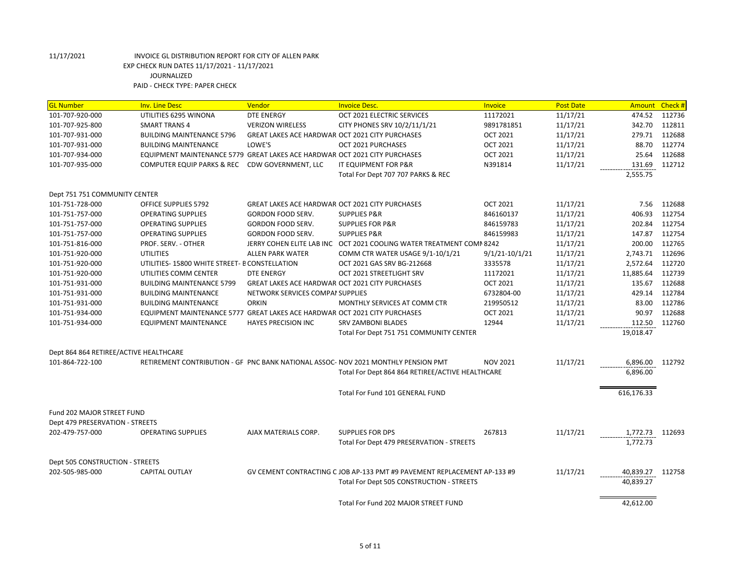11/17/2021 INVOICE GL DISTRIBUTION REPORT FOR CITY OF ALLEN PARK
EXP CHECK RUN DATES 11/17/2021 - 11/17/2021
JOURNALIZED
PAID - CHECK TYPE: PAPER CHECK

| GL Number | Inv. Line Desc | Vendor | Invoice Desc. | Invoice | Post Date | Amount | Check # |
|---|---|---|---|---|---|---|---|
| 101-707-920-000 | UTILITIES 6295 WINONA | DTE ENERGY | OCT 2021 ELECTRIC SERVICES | 11172021 | 11/17/21 | 474.52 | 112736 |
| 101-707-925-800 | SMART TRANS 4 | VERIZON WIRELESS | CITY PHONES SRV 10/2/11/1/21 | 9891781851 | 11/17/21 | 342.70 | 112811 |
| 101-707-931-000 | BUILDING MAINTENANCE 5796 | GREAT LAKES ACE HARDWAR | OCT 2021 CITY PURCHASES | OCT 2021 | 11/17/21 | 279.71 | 112688 |
| 101-707-931-000 | BUILDING MAINTENANCE | LOWE'S | OCT 2021 PURCHASES | OCT 2021 | 11/17/21 | 88.70 | 112774 |
| 101-707-934-000 | EQUIPMENT MAINTENANCE 5779 | GREAT LAKES ACE HARDWAR | OCT 2021 CITY PURCHASES | OCT 2021 | 11/17/21 | 25.64 | 112688 |
| 101-707-935-000 | COMPUTER EQUIP PARKS & REC | CDW GOVERNMENT, LLC | IT EQUIPMENT FOR P&R | N391814 | 11/17/21 | 131.69 | 112712 |
| | | | Total For Dept 707 707 PARKS & REC | | | 2,555.75 | |
| Dept 751 751 COMMUNITY CENTER | | | | | | | |
| 101-751-728-000 | OFFICE SUPPLIES 5792 | GREAT LAKES ACE HARDWAR | OCT 2021 CITY PURCHASES | OCT 2021 | 11/17/21 | 7.56 | 112688 |
| 101-751-757-000 | OPERATING SUPPLIES | GORDON FOOD SERV. | SUPPLIES P&R | 846160137 | 11/17/21 | 406.93 | 112754 |
| 101-751-757-000 | OPERATING SUPPLIES | GORDON FOOD SERV. | SUPPLIES FOR P&R | 846159783 | 11/17/21 | 202.84 | 112754 |
| 101-751-757-000 | OPERATING SUPPLIES | GORDON FOOD SERV. | SUPPLIES P&R | 846159983 | 11/17/21 | 147.87 | 112754 |
| 101-751-816-000 | PROF. SERV. - OTHER | JERRY COHEN ELITE LAB INC | OCT 2021 COOLING WATER TREATMENT COMI | 8242 | 11/17/21 | 200.00 | 112765 |
| 101-751-920-000 | UTILITIES | ALLEN PARK WATER | COMM CTR WATER USAGE 9/1-10/1/21 | 9/1/21-10/1/21 | 11/17/21 | 2,743.71 | 112696 |
| 101-751-920-000 | UTILITIES- 15800 WHITE STREET- E | CONSTELLATION | OCT 2021 GAS SRV BG-212668 | 3335578 | 11/17/21 | 2,572.64 | 112720 |
| 101-751-920-000 | UTILITIES COMM CENTER | DTE ENERGY | OCT 2021 STREETLIGHT SRV | 11172021 | 11/17/21 | 11,885.64 | 112739 |
| 101-751-931-000 | BUILDING MAINTENANCE 5799 | GREAT LAKES ACE HARDWAR | OCT 2021 CITY PURCHASES | OCT 2021 | 11/17/21 | 135.67 | 112688 |
| 101-751-931-000 | BUILDING MAINTENANCE | NETWORK SERVICES COMPAI | SUPPLIES | 6732804-00 | 11/17/21 | 429.14 | 112784 |
| 101-751-931-000 | BUILDING MAINTENANCE | ORKIN | MONTHLY SERVICES AT COMM CTR | 219950512 | 11/17/21 | 83.00 | 112786 |
| 101-751-934-000 | EQUIPMENT MAINTENANCE 5777 | GREAT LAKES ACE HARDWAR | OCT 2021 CITY PURCHASES | OCT 2021 | 11/17/21 | 90.97 | 112688 |
| 101-751-934-000 | EQUIPMENT MAINTENANCE | HAYES PRECISION INC | SRV ZAMBONI BLADES | 12944 | 11/17/21 | 112.50 | 112760 |
| | | | Total For Dept 751 751 COMMUNITY CENTER | | | 19,018.47 | |
| Dept 864 864 RETIREE/ACTIVE HEALTHCARE | | | | | | | |
| 101-864-722-100 | RETIREMENT CONTRIBUTION - GF | PNC BANK NATIONAL ASSOC- | NOV 2021 MONTHLY PENSION PMT | NOV 2021 | 11/17/21 | 6,896.00 | 112792 |
| | | | Total For Dept 864 864 RETIREE/ACTIVE HEALTHCARE | | | 6,896.00 | |
| | | | Total For Fund 101 GENERAL FUND | | | 616,176.33 | |
| Fund 202 MAJOR STREET FUND | | | | | | | |
| Dept 479 PRESERVATION - STREETS | | | | | | | |
| 202-479-757-000 | OPERATING SUPPLIES | AJAX MATERIALS CORP. | SUPPLIES FOR DPS | 267813 | 11/17/21 | 1,772.73 | 112693 |
| | | | Total For Dept 479 PRESERVATION - STREETS | | | 1,772.73 | |
| Dept 505 CONSTRUCTION - STREETS | | | | | | | |
| 202-505-985-000 | CAPITAL OUTLAY | GV CEMENT CONTRACTING C | JOB AP-133 PMT #9 PAVEMENT REPLACEMENT | AP-133 #9 | 11/17/21 | 40,839.27 | 112758 |
| | | | Total For Dept 505 CONSTRUCTION - STREETS | | | 40,839.27 | |
| | | | Total For Fund 202 MAJOR STREET FUND | | | 42,612.00 | |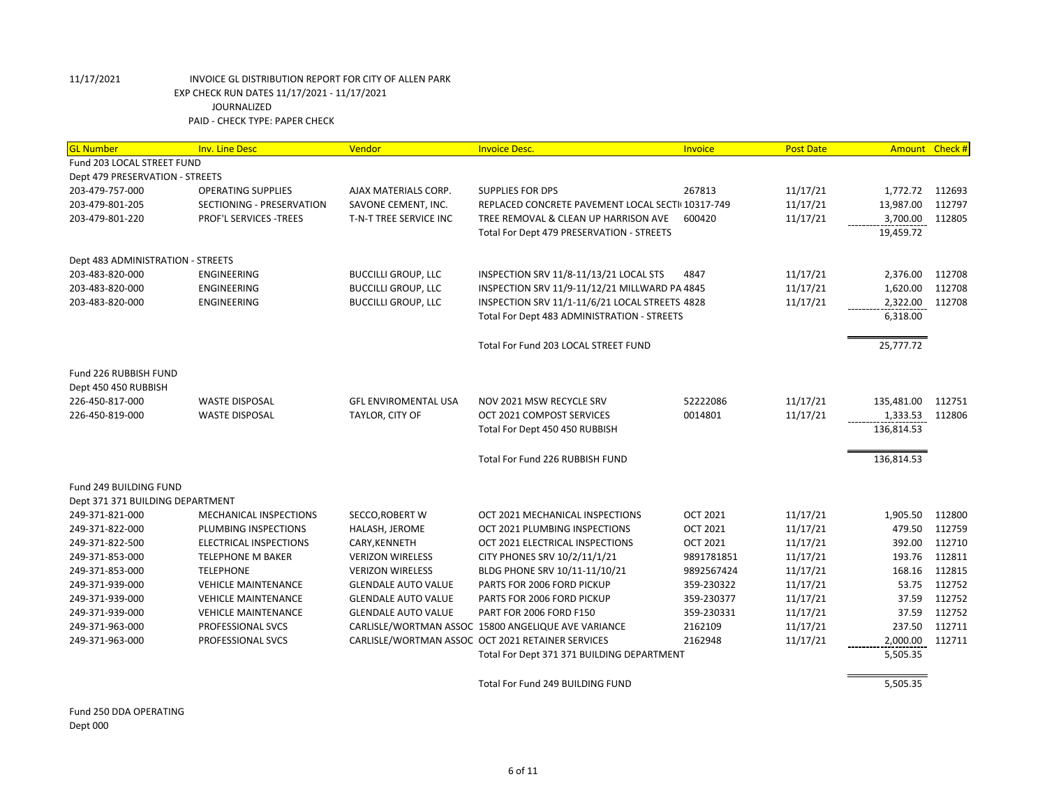11/17/2021 INVOICE GL DISTRIBUTION REPORT FOR CITY OF ALLEN PARK
EXP CHECK RUN DATES 11/17/2021 - 11/17/2021
JOURNALIZED
PAID - CHECK TYPE: PAPER CHECK

| GL Number | Inv. Line Desc | Vendor | Invoice Desc. | Invoice | Post Date | Amount | Check # |
|---|---|---|---|---|---|---|---|
| Fund 203 LOCAL STREET FUND | | | | | | | |
| Dept 479 PRESERVATION - STREETS | | | | | | | |
| 203-479-757-000 | OPERATING SUPPLIES | AJAX MATERIALS CORP. | SUPPLIES FOR DPS | 267813 | 11/17/21 | 1,772.72 | 112693 |
| 203-479-801-205 | SECTIONING - PRESERVATION | SAVONE CEMENT, INC. | REPLACED CONCRETE PAVEMENT LOCAL SECTI | 10317-749 | 11/17/21 | 13,987.00 | 112797 |
| 203-479-801-220 | PROF'L SERVICES -TREES | T-N-T TREE SERVICE INC | TREE REMOVAL & CLEAN UP HARRISON AVE | 600420 | 11/17/21 | 3,700.00 | 112805 |
| | | | Total For Dept 479 PRESERVATION - STREETS | | | 19,459.72 | |
| Dept 483 ADMINISTRATION - STREETS | | | | | | | |
| 203-483-820-000 | ENGINEERING | BUCCILLI GROUP, LLC | INSPECTION SRV 11/8-11/13/21 LOCAL STS | 4847 | 11/17/21 | 2,376.00 | 112708 |
| 203-483-820-000 | ENGINEERING | BUCCILLI GROUP, LLC | INSPECTION SRV 11/9-11/12/21 MILLWARD PA | 4845 | 11/17/21 | 1,620.00 | 112708 |
| 203-483-820-000 | ENGINEERING | BUCCILLI GROUP, LLC | INSPECTION SRV 11/1-11/6/21 LOCAL STREETS | 4828 | 11/17/21 | 2,322.00 | 112708 |
| | | | Total For Dept 483 ADMINISTRATION - STREETS | | | 6,318.00 | |
| | | | Total For Fund 203 LOCAL STREET FUND | | | 25,777.72 | |
| Fund 226 RUBBISH FUND | | | | | | | |
| Dept 450 450 RUBBISH | | | | | | | |
| 226-450-817-000 | WASTE DISPOSAL | GFL ENVIROMENTAL USA | NOV 2021 MSW RECYCLE SRV | 52222086 | 11/17/21 | 135,481.00 | 112751 |
| 226-450-819-000 | WASTE DISPOSAL | TAYLOR, CITY OF | OCT 2021 COMPOST SERVICES | 0014801 | 11/17/21 | 1,333.53 | 112806 |
| | | | Total For Dept 450 450 RUBBISH | | | 136,814.53 | |
| | | | Total For Fund 226 RUBBISH FUND | | | 136,814.53 | |
| Fund 249 BUILDING FUND | | | | | | | |
| Dept 371 371 BUILDING DEPARTMENT | | | | | | | |
| 249-371-821-000 | MECHANICAL INSPECTIONS | SECCO,ROBERT W | OCT 2021 MECHANICAL INSPECTIONS | OCT 2021 | 11/17/21 | 1,905.50 | 112800 |
| 249-371-822-000 | PLUMBING INSPECTIONS | HALASH, JEROME | OCT 2021 PLUMBING INSPECTIONS | OCT 2021 | 11/17/21 | 479.50 | 112759 |
| 249-371-822-500 | ELECTRICAL INSPECTIONS | CARY,KENNETH | OCT 2021 ELECTRICAL INSPECTIONS | OCT 2021 | 11/17/21 | 392.00 | 112710 |
| 249-371-853-000 | TELEPHONE M BAKER | VERIZON WIRELESS | CITY PHONES SRV 10/2/11/1/21 | 9891781851 | 11/17/21 | 193.76 | 112811 |
| 249-371-853-000 | TELEPHONE | VERIZON WIRELESS | BLDG PHONE SRV 10/11-11/10/21 | 9892567424 | 11/17/21 | 168.16 | 112815 |
| 249-371-939-000 | VEHICLE MAINTENANCE | GLENDALE AUTO VALUE | PARTS FOR 2006 FORD PICKUP | 359-230322 | 11/17/21 | 53.75 | 112752 |
| 249-371-939-000 | VEHICLE MAINTENANCE | GLENDALE AUTO VALUE | PARTS FOR 2006 FORD PICKUP | 359-230377 | 11/17/21 | 37.59 | 112752 |
| 249-371-939-000 | VEHICLE MAINTENANCE | GLENDALE AUTO VALUE | PART FOR 2006 FORD F150 | 359-230331 | 11/17/21 | 37.59 | 112752 |
| 249-371-963-000 | PROFESSIONAL SVCS | CARLISLE/WORTMAN ASSOC | 15800 ANGELIQUE AVE VARIANCE | 2162109 | 11/17/21 | 237.50 | 112711 |
| 249-371-963-000 | PROFESSIONAL SVCS | CARLISLE/WORTMAN ASSOC | OCT 2021 RETAINER SERVICES | 2162948 | 11/17/21 | 2,000.00 | 112711 |
| | | | Total For Dept 371 371 BUILDING DEPARTMENT | | | 5,505.35 | |
| | | | Total For Fund 249 BUILDING FUND | | | 5,505.35 | |
| Fund 250 DDA OPERATING | | | | | | | |
| Dept 000 | | | | | | | |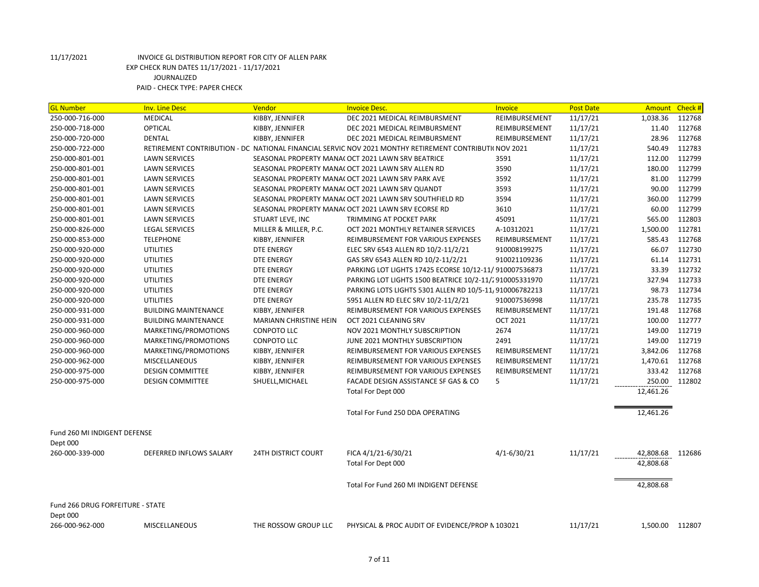11/17/2021 INVOICE GL DISTRIBUTION REPORT FOR CITY OF ALLEN PARK
EXP CHECK RUN DATES 11/17/2021 - 11/17/2021
JOURNALIZED
PAID - CHECK TYPE: PAPER CHECK

| GL Number | Inv. Line Desc | Vendor | Invoice Desc. | Invoice | Post Date | Amount | Check # |
|---|---|---|---|---|---|---|---|
| 250-000-716-000 | MEDICAL | KIBBY, JENNIFER | DEC 2021 MEDICAL REIMBURSMENT | REIMBURSEMENT | 11/17/21 | 1,038.36 | 112768 |
| 250-000-718-000 | OPTICAL | KIBBY, JENNIFER | DEC 2021 MEDICAL REIMBURSMENT | REIMBURSEMENT | 11/17/21 | 11.40 | 112768 |
| 250-000-720-000 | DENTAL | KIBBY, JENNIFER | DEC 2021 MEDICAL REIMBURSMENT | REIMBURSEMENT | 11/17/21 | 28.96 | 112768 |
| 250-000-722-000 | RETIREMENT CONTRIBUTION - DC | NATIONAL FINANCIAL SERVIC | NOV 2021 MONTHY RETIREMENT CONTRIBUTI | NOV 2021 | 11/17/21 | 540.49 | 112783 |
| 250-000-801-001 | LAWN SERVICES | SEASONAL PROPERTY MANA( | OCT 2021 LAWN SRV BEATRICE | 3591 | 11/17/21 | 112.00 | 112799 |
| 250-000-801-001 | LAWN SERVICES | SEASONAL PROPERTY MANA( | OCT 2021 LAWN SRV ALLEN RD | 3590 | 11/17/21 | 180.00 | 112799 |
| 250-000-801-001 | LAWN SERVICES | SEASONAL PROPERTY MANA( | OCT 2021 LAWN SRV PARK AVE | 3592 | 11/17/21 | 81.00 | 112799 |
| 250-000-801-001 | LAWN SERVICES | SEASONAL PROPERTY MANA( | OCT 2021 LAWN SRV QUANDT | 3593 | 11/17/21 | 90.00 | 112799 |
| 250-000-801-001 | LAWN SERVICES | SEASONAL PROPERTY MANA( | OCT 2021 LAWN SRV SOUTHFIELD RD | 3594 | 11/17/21 | 360.00 | 112799 |
| 250-000-801-001 | LAWN SERVICES | SEASONAL PROPERTY MANA( | OCT 2021 LAWN SRV ECORSE RD | 3610 | 11/17/21 | 60.00 | 112799 |
| 250-000-801-001 | LAWN SERVICES | STUART LEVE, INC | TRIMMING AT POCKET PARK | 45091 | 11/17/21 | 565.00 | 112803 |
| 250-000-826-000 | LEGAL SERVICES | MILLER & MILLER, P.C. | OCT 2021 MONTHLY RETAINER SERVICES | A-10312021 | 11/17/21 | 1,500.00 | 112781 |
| 250-000-853-000 | TELEPHONE | KIBBY, JENNIFER | REIMBURSEMENT FOR VARIOUS EXPENSES | REIMBURSEMENT | 11/17/21 | 585.43 | 112768 |
| 250-000-920-000 | UTILITIES | DTE ENERGY | ELEC SRV 6543 ALLEN RD 10/2-11/2/21 | 910008199275 | 11/17/21 | 66.07 | 112730 |
| 250-000-920-000 | UTILITIES | DTE ENERGY | GAS SRV 6543 ALLEN RD 10/2-11/2/21 | 910021109236 | 11/17/21 | 61.14 | 112731 |
| 250-000-920-000 | UTILITIES | DTE ENERGY | PARKING LOT LIGHTS 17425 ECORSE 10/12-11/ | 910007536873 | 11/17/21 | 33.39 | 112732 |
| 250-000-920-000 | UTILITIES | DTE ENERGY | PARKING LOT LIGHTS 1500 BEATRICE 10/2-11/2 | 910005331970 | 11/17/21 | 327.94 | 112733 |
| 250-000-920-000 | UTILITIES | DTE ENERGY | PARKING LOTS LIGHTS 5301 ALLEN RD 10/5-11/ | 910006782213 | 11/17/21 | 98.73 | 112734 |
| 250-000-920-000 | UTILITIES | DTE ENERGY | 5951 ALLEN RD ELEC SRV 10/2-11/2/21 | 910007536998 | 11/17/21 | 235.78 | 112735 |
| 250-000-931-000 | BUILDING MAINTENANCE | KIBBY, JENNIFER | REIMBURSEMENT FOR VARIOUS EXPENSES | REIMBURSEMENT | 11/17/21 | 191.48 | 112768 |
| 250-000-931-000 | BUILDING MAINTENANCE | MARIANN CHRISTINE HEIN | OCT 2021 CLEANING SRV | OCT 2021 | 11/17/21 | 100.00 | 112777 |
| 250-000-960-000 | MARKETING/PROMOTIONS | CONPOTO LLC | NOV 2021 MONTHLY SUBSCRIPTION | 2674 | 11/17/21 | 149.00 | 112719 |
| 250-000-960-000 | MARKETING/PROMOTIONS | CONPOTO LLC | JUNE 2021 MONTHLY SUBSCRIPTION | 2491 | 11/17/21 | 149.00 | 112719 |
| 250-000-960-000 | MARKETING/PROMOTIONS | KIBBY, JENNIFER | REIMBURSEMENT FOR VARIOUS EXPENSES | REIMBURSEMENT | 11/17/21 | 3,842.06 | 112768 |
| 250-000-962-000 | MISCELLANEOUS | KIBBY, JENNIFER | REIMBURSEMENT FOR VARIOUS EXPENSES | REIMBURSEMENT | 11/17/21 | 1,470.61 | 112768 |
| 250-000-975-000 | DESIGN COMMITTEE | KIBBY, JENNIFER | REIMBURSEMENT FOR VARIOUS EXPENSES | REIMBURSEMENT | 11/17/21 | 333.42 | 112768 |
| 250-000-975-000 | DESIGN COMMITTEE | SHUELL,MICHAEL | FACADE DESIGN ASSISTANCE SF GAS & CO | 5 | 11/17/21 | 250.00 | 112802 |
| | | | Total For Dept 000 | | | 12,461.26 | |
| | | | Total For Fund 250 DDA OPERATING | | | 12,461.26 | |
| Fund 260 MI INDIGENT DEFENSE | | | | | | | |
| Dept 000 | | | | | | | |
| 260-000-339-000 | DEFERRED INFLOWS SALARY | 24TH DISTRICT COURT | FICA 4/1/21-6/30/21 | 4/1-6/30/21 | 11/17/21 | 42,808.68 | 112686 |
| | | | Total For Dept 000 | | | 42,808.68 | |
| | | | Total For Fund 260 MI INDIGENT DEFENSE | | | 42,808.68 | |
| Fund 266 DRUG FORFEITURE - STATE | | | | | | | |
| Dept 000 | | | | | | | |
| 266-000-962-000 | MISCELLANEOUS | THE ROSSOW GROUP LLC | PHYSICAL & PROC AUDIT OF EVIDENCE/PROP N | 103021 | 11/17/21 | 1,500.00 | 112807 |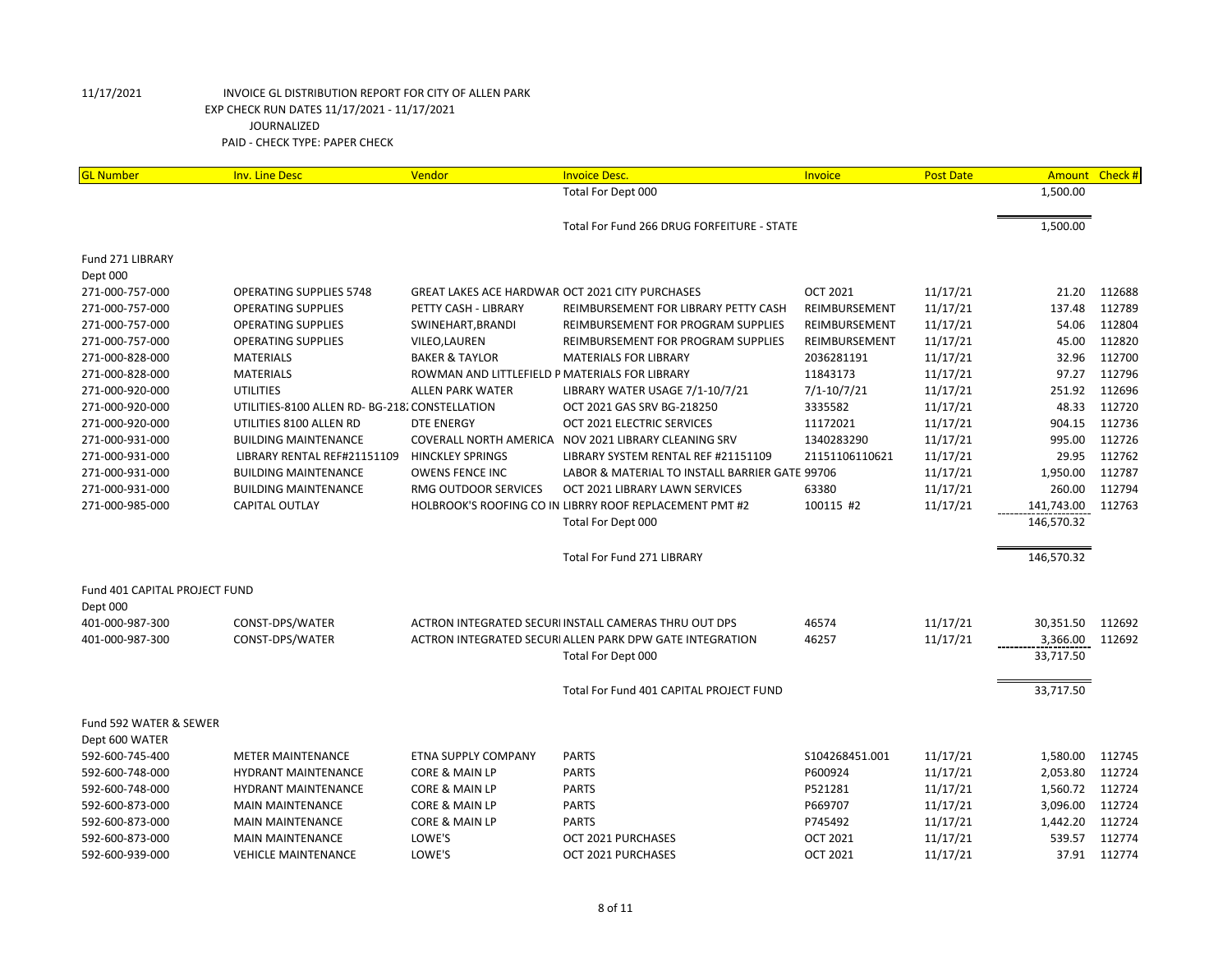11/17/2021 INVOICE GL DISTRIBUTION REPORT FOR CITY OF ALLEN PARK
EXP CHECK RUN DATES 11/17/2021 - 11/17/2021
JOURNALIZED
PAID - CHECK TYPE: PAPER CHECK

| GL Number | Inv. Line Desc | Vendor | Invoice Desc. | Invoice | Post Date | Amount | Check # |
|---|---|---|---|---|---|---|---|
| | | | Total For Dept 000 | | | 1,500.00 | |
| | | | Total For Fund 266 DRUG FORFEITURE - STATE | | | 1,500.00 | |
| Fund 271 LIBRARY | | | | | | | |
| Dept 000 | | | | | | | |
| 271-000-757-000 | OPERATING SUPPLIES 5748 | GREAT LAKES ACE HARDWAR | OCT 2021 CITY PURCHASES | OCT 2021 | 11/17/21 | 21.20 | 112688 |
| 271-000-757-000 | OPERATING SUPPLIES | PETTY CASH - LIBRARY | REIMBURSEMENT FOR LIBRARY PETTY CASH | REIMBURSEMENT | 11/17/21 | 137.48 | 112789 |
| 271-000-757-000 | OPERATING SUPPLIES | SWINEHART,BRANDI | REIMBURSEMENT FOR PROGRAM SUPPLIES | REIMBURSEMENT | 11/17/21 | 54.06 | 112804 |
| 271-000-757-000 | OPERATING SUPPLIES | VILEO,LAUREN | REIMBURSEMENT FOR PROGRAM SUPPLIES | REIMBURSEMENT | 11/17/21 | 45.00 | 112820 |
| 271-000-828-000 | MATERIALS | BAKER & TAYLOR | MATERIALS FOR LIBRARY | 2036281191 | 11/17/21 | 32.96 | 112700 |
| 271-000-828-000 | MATERIALS | ROWMAN AND LITTLEFIELD P | MATERIALS FOR LIBRARY | 11843173 | 11/17/21 | 97.27 | 112796 |
| 271-000-920-000 | UTILITIES | ALLEN PARK WATER | LIBRARY WATER USAGE 7/1-10/7/21 | 7/1-10/7/21 | 11/17/21 | 251.92 | 112696 |
| 271-000-920-000 | UTILITIES-8100 ALLEN RD- BG-218 | CONSTELLATION | OCT 2021 GAS SRV BG-218250 | 3335582 | 11/17/21 | 48.33 | 112720 |
| 271-000-920-000 | UTILITIES 8100 ALLEN RD | DTE ENERGY | OCT 2021 ELECTRIC SERVICES | 11172021 | 11/17/21 | 904.15 | 112736 |
| 271-000-931-000 | BUILDING MAINTENANCE | COVERALL NORTH AMERICA | NOV 2021 LIBRARY CLEANING SRV | 1340283290 | 11/17/21 | 995.00 | 112726 |
| 271-000-931-000 | LIBRARY RENTAL REF#21151109 | HINCKLEY SPRINGS | LIBRARY SYSTEM RENTAL REF #21151109 | 21151106110621 | 11/17/21 | 29.95 | 112762 |
| 271-000-931-000 | BUILDING MAINTENANCE | OWENS FENCE INC | LABOR & MATERIAL TO INSTALL BARRIER GATE | 99706 | 11/17/21 | 1,950.00 | 112787 |
| 271-000-931-000 | BUILDING MAINTENANCE | RMG OUTDOOR SERVICES | OCT 2021 LIBRARY LAWN SERVICES | 63380 | 11/17/21 | 260.00 | 112794 |
| 271-000-985-000 | CAPITAL OUTLAY | HOLBROOK'S ROOFING CO IN | LIBRRY ROOF REPLACEMENT PMT #2 | 100115 #2 | 11/17/21 | 141,743.00 | 112763 |
| | | | Total For Dept 000 | | | 146,570.32 | |
| | | | Total For Fund 271 LIBRARY | | | 146,570.32 | |
| Fund 401 CAPITAL PROJECT FUND | | | | | | | |
| Dept 000 | | | | | | | |
| 401-000-987-300 | CONST-DPS/WATER | ACTRON INTEGRATED SECURI | INSTALL CAMERAS THRU OUT DPS | 46574 | 11/17/21 | 30,351.50 | 112692 |
| 401-000-987-300 | CONST-DPS/WATER | ACTRON INTEGRATED SECURI | ALLEN PARK DPW GATE INTEGRATION | 46257 | 11/17/21 | 3,366.00 | 112692 |
| | | | Total For Dept 000 | | | 33,717.50 | |
| | | | Total For Fund 401 CAPITAL PROJECT FUND | | | 33,717.50 | |
| Fund 592 WATER & SEWER | | | | | | | |
| Dept 600 WATER | | | | | | | |
| 592-600-745-400 | METER MAINTENANCE | ETNA SUPPLY COMPANY | PARTS | S104268451.001 | 11/17/21 | 1,580.00 | 112745 |
| 592-600-748-000 | HYDRANT MAINTENANCE | CORE & MAIN LP | PARTS | P600924 | 11/17/21 | 2,053.80 | 112724 |
| 592-600-748-000 | HYDRANT MAINTENANCE | CORE & MAIN LP | PARTS | P521281 | 11/17/21 | 1,560.72 | 112724 |
| 592-600-873-000 | MAIN MAINTENANCE | CORE & MAIN LP | PARTS | P669707 | 11/17/21 | 3,096.00 | 112724 |
| 592-600-873-000 | MAIN MAINTENANCE | CORE & MAIN LP | PARTS | P745492 | 11/17/21 | 1,442.20 | 112724 |
| 592-600-873-000 | MAIN MAINTENANCE | LOWE'S | OCT 2021 PURCHASES | OCT 2021 | 11/17/21 | 539.57 | 112774 |
| 592-600-939-000 | VEHICLE MAINTENANCE | LOWE'S | OCT 2021 PURCHASES | OCT 2021 | 11/17/21 | 37.91 | 112774 |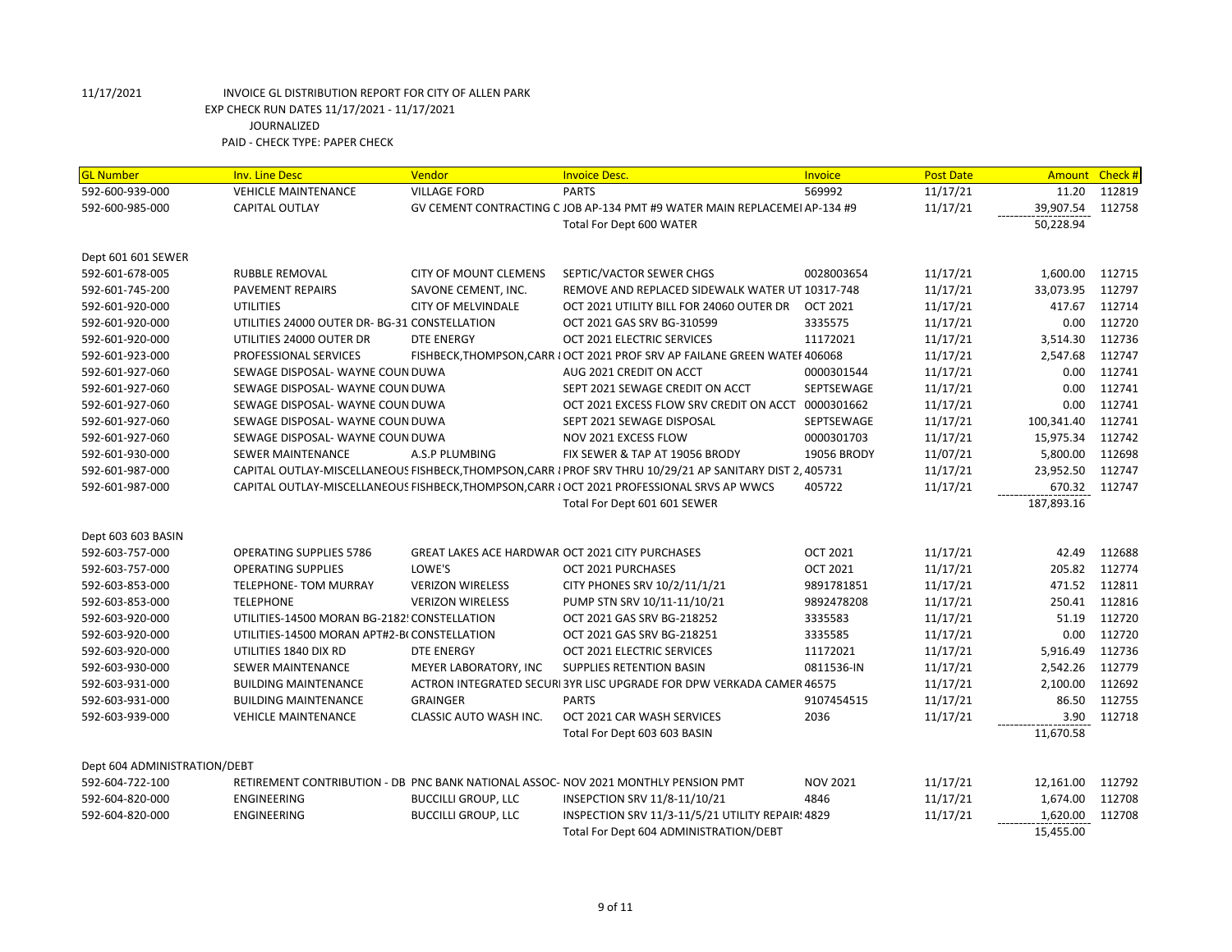11/17/2021 INVOICE GL DISTRIBUTION REPORT FOR CITY OF ALLEN PARK
EXP CHECK RUN DATES 11/17/2021 - 11/17/2021
JOURNALIZED
PAID - CHECK TYPE: PAPER CHECK

| GL Number | Inv. Line Desc | Vendor | Invoice Desc. | Invoice | Post Date | Amount | Check # |
|---|---|---|---|---|---|---|---|
| 592-600-939-000 | VEHICLE MAINTENANCE | VILLAGE FORD | PARTS | 569992 | 11/17/21 | 11.20 | 112819 |
| 592-600-985-000 | CAPITAL OUTLAY | GV CEMENT CONTRACTING C | JOB AP-134 PMT #9 WATER MAIN REPLACEMEI | AP-134 #9 | 11/17/21 | 39,907.54 | 112758 |
| | | | Total For Dept 600 WATER | | | 50,228.94 | |
| Dept 601 601 SEWER | | | | | | | |
| 592-601-678-005 | RUBBLE REMOVAL | CITY OF MOUNT CLEMENS | SEPTIC/VACTOR SEWER CHGS | 0028003654 | 11/17/21 | 1,600.00 | 112715 |
| 592-601-745-200 | PAVEMENT REPAIRS | SAVONE CEMENT, INC. | REMOVE AND REPLACED SIDEWALK WATER UT | 10317-748 | 11/17/21 | 33,073.95 | 112797 |
| 592-601-920-000 | UTILITIES | CITY OF MELVINDALE | OCT 2021 UTILITY BILL FOR 24060 OUTER DR | OCT 2021 | 11/17/21 | 417.67 | 112714 |
| 592-601-920-000 | UTILITIES 24000 OUTER DR- BG-31 | CONSTELLATION | OCT 2021 GAS SRV BG-310599 | 3335575 | 11/17/21 | 0.00 | 112720 |
| 592-601-920-000 | UTILITIES 24000 OUTER DR | DTE ENERGY | OCT 2021 ELECTRIC SERVICES | 11172021 | 11/17/21 | 3,514.30 | 112736 |
| 592-601-923-000 | PROFESSIONAL SERVICES | FISHBECK,THOMPSON,CARR | OCT 2021 PROF SRV AP FAILANE GREEN WATEI | 406068 | 11/17/21 | 2,547.68 | 112747 |
| 592-601-927-060 | SEWAGE DISPOSAL- WAYNE COUN | DUWA | AUG 2021 CREDIT ON ACCT | 0000301544 | 11/17/21 | 0.00 | 112741 |
| 592-601-927-060 | SEWAGE DISPOSAL- WAYNE COUN | DUWA | SEPT 2021 SEWAGE CREDIT ON ACCT | SEPTSEWAGE | 11/17/21 | 0.00 | 112741 |
| 592-601-927-060 | SEWAGE DISPOSAL- WAYNE COUN | DUWA | OCT 2021 EXCESS FLOW SRV CREDIT ON ACCT | 0000301662 | 11/17/21 | 0.00 | 112741 |
| 592-601-927-060 | SEWAGE DISPOSAL- WAYNE COUN | DUWA | SEPT 2021 SEWAGE DISPOSAL | SEPTSEWAGE | 11/17/21 | 100,341.40 | 112741 |
| 592-601-927-060 | SEWAGE DISPOSAL- WAYNE COUN | DUWA | NOV 2021 EXCESS FLOW | 0000301703 | 11/17/21 | 15,975.34 | 112742 |
| 592-601-930-000 | SEWER MAINTENANCE | A.S.P PLUMBING | FIX SEWER & TAP AT 19056 BRODY | 19056 BRODY | 11/07/21 | 5,800.00 | 112698 |
| 592-601-987-000 | CAPITAL OUTLAY-MISCELLANEOUS | FISHBECK,THOMPSON,CARR | PROF SRV THRU 10/29/21 AP SANITARY DIST 2, | 405731 | 11/17/21 | 23,952.50 | 112747 |
| 592-601-987-000 | CAPITAL OUTLAY-MISCELLANEOUS | FISHBECK,THOMPSON,CARR | OCT 2021 PROFESSIONAL SRVS AP WWCS | 405722 | 11/17/21 | 670.32 | 112747 |
| | | | Total For Dept 601 601 SEWER | | | 187,893.16 | |
| Dept 603 603 BASIN | | | | | | | |
| 592-603-757-000 | OPERATING SUPPLIES 5786 | GREAT LAKES ACE HARDWAR | OCT 2021 CITY PURCHASES | OCT 2021 | 11/17/21 | 42.49 | 112688 |
| 592-603-757-000 | OPERATING SUPPLIES | LOWE'S | OCT 2021 PURCHASES | OCT 2021 | 11/17/21 | 205.82 | 112774 |
| 592-603-853-000 | TELEPHONE- TOM MURRAY | VERIZON WIRELESS | CITY PHONES SRV 10/2/11/1/21 | 9891781851 | 11/17/21 | 471.52 | 112811 |
| 592-603-853-000 | TELEPHONE | VERIZON WIRELESS | PUMP STN SRV 10/11-11/10/21 | 9892478208 | 11/17/21 | 250.41 | 112816 |
| 592-603-920-000 | UTILITIES-14500 MORAN BG-2182 | CONSTELLATION | OCT 2021 GAS SRV BG-218252 | 3335583 | 11/17/21 | 51.19 | 112720 |
| 592-603-920-000 | UTILITIES-14500 MORAN APT#2-B | CONSTELLATION | OCT 2021 GAS SRV BG-218251 | 3335585 | 11/17/21 | 0.00 | 112720 |
| 592-603-920-000 | UTILITIES 1840 DIX RD | DTE ENERGY | OCT 2021 ELECTRIC SERVICES | 11172021 | 11/17/21 | 5,916.49 | 112736 |
| 592-603-930-000 | SEWER MAINTENANCE | MEYER LABORATORY, INC | SUPPLIES RETENTION BASIN | 0811536-IN | 11/17/21 | 2,542.26 | 112779 |
| 592-603-931-000 | BUILDING MAINTENANCE | ACTRON INTEGRATED SECURI | 3YR LISC UPGRADE FOR DPW VERKADA CAMER | 46575 | 11/17/21 | 2,100.00 | 112692 |
| 592-603-931-000 | BUILDING MAINTENANCE | GRAINGER | PARTS | 9107454515 | 11/17/21 | 86.50 | 112755 |
| 592-603-939-000 | VEHICLE MAINTENANCE | CLASSIC AUTO WASH INC. | OCT 2021 CAR WASH SERVICES | 2036 | 11/17/21 | 3.90 | 112718 |
| | | | Total For Dept 603 603 BASIN | | | 11,670.58 | |
| Dept 604 ADMINISTRATION/DEBT | | | | | | | |
| 592-604-722-100 | RETIREMENT CONTRIBUTION - DB | PNC BANK NATIONAL ASSOC- | NOV 2021 MONTHLY PENSION PMT | NOV 2021 | 11/17/21 | 12,161.00 | 112792 |
| 592-604-820-000 | ENGINEERING | BUCCILLI GROUP, LLC | INSEPCTION SRV 11/8-11/10/21 | 4846 | 11/17/21 | 1,674.00 | 112708 |
| 592-604-820-000 | ENGINEERING | BUCCILLI GROUP, LLC | INSPECTION SRV 11/3-11/5/21 UTILITY REPAIR | 4829 | 11/17/21 | 1,620.00 | 112708 |
| | | | Total For Dept 604 ADMINISTRATION/DEBT | | | 15,455.00 | |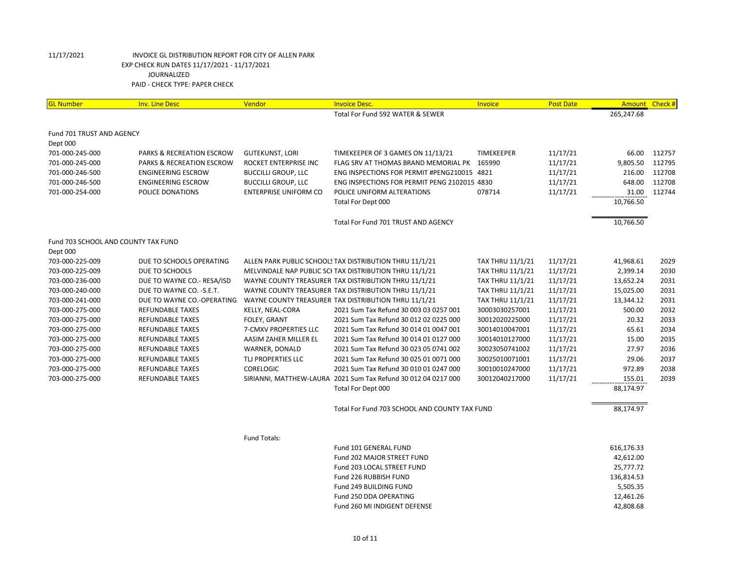11/17/2021 INVOICE GL DISTRIBUTION REPORT FOR CITY OF ALLEN PARK
EXP CHECK RUN DATES 11/17/2021 - 11/17/2021
JOURNALIZED
PAID - CHECK TYPE: PAPER CHECK

| GL Number | Inv. Line Desc | Vendor | Invoice Desc. | Invoice | Post Date | Amount | Check # |
|---|---|---|---|---|---|---|---|
| | | | Total For Fund 592 WATER & SEWER | | | 265,247.68 | |
| Fund 701 TRUST AND AGENCY | | | | | | | |
| Dept 000 | | | | | | | |
| 701-000-245-000 | PARKS & RECREATION ESCROW | GUTEKUNST, LORI | TIMEKEEPER OF 3 GAMES ON 11/13/21 | TIMEKEEPER | 11/17/21 | 66.00 | 112757 |
| 701-000-245-000 | PARKS & RECREATION ESCROW | ROCKET ENTERPRISE INC | FLAG SRV AT THOMAS BRAND MEMORIAL PK | 165990 | 11/17/21 | 9,805.50 | 112795 |
| 701-000-246-500 | ENGINEERING ESCROW | BUCCILLI GROUP, LLC | ENG INSPECTIONS FOR PERMIT #PENG210015 | 4821 | 11/17/21 | 216.00 | 112708 |
| 701-000-246-500 | ENGINEERING ESCROW | BUCCILLI GROUP, LLC | ENG INSPECTIONS FOR PERMIT PENG 2102015 | 4830 | 11/17/21 | 648.00 | 112708 |
| 701-000-254-000 | POLICE DONATIONS | ENTERPRISE UNIFORM CO | POLICE UNIFORM ALTERATIONS | 078714 | 11/17/21 | 31.00 | 112744 |
| | | | Total For Dept 000 | | | 10,766.50 | |
| | | | Total For Fund 701 TRUST AND AGENCY | | | 10,766.50 | |
| Fund 703 SCHOOL AND COUNTY TAX FUND | | | | | | | |
| Dept 000 | | | | | | | |
| 703-000-225-009 | DUE TO SCHOOLS OPERATING | ALLEN PARK PUBLIC SCHOOLS | TAX DISTRIBUTION THRU 11/1/21 | TAX THRU 11/1/21 | 11/17/21 | 41,968.61 | 2029 |
| 703-000-225-009 | DUE TO SCHOOLS | MELVINDALE NAP PUBLIC SCH | TAX DISTRIBUTION THRU 11/1/21 | TAX THRU 11/1/21 | 11/17/21 | 2,399.14 | 2030 |
| 703-000-236-000 | DUE TO WAYNE CO.- RESA/ISD | WAYNE COUNTY TREASURER | TAX DISTRIBUTION THRU 11/1/21 | TAX THRU 11/1/21 | 11/17/21 | 13,652.24 | 2031 |
| 703-000-240-000 | DUE TO WAYNE CO. -S.E.T. | WAYNE COUNTY TREASURER | TAX DISTRIBUTION THRU 11/1/21 | TAX THRU 11/1/21 | 11/17/21 | 15,025.00 | 2031 |
| 703-000-241-000 | DUE TO WAYNE CO.-OPERATING | WAYNE COUNTY TREASURER | TAX DISTRIBUTION THRU 11/1/21 | TAX THRU 11/1/21 | 11/17/21 | 13,344.12 | 2031 |
| 703-000-275-000 | REFUNDABLE TAXES | KELLY, NEAL-CORA | 2021 Sum Tax Refund 30 003 03 0257 001 | 30003030257001 | 11/17/21 | 500.00 | 2032 |
| 703-000-275-000 | REFUNDABLE TAXES | FOLEY, GRANT | 2021 Sum Tax Refund 30 012 02 0225 000 | 30012020225000 | 11/17/21 | 20.32 | 2033 |
| 703-000-275-000 | REFUNDABLE TAXES | 7-CMXV PROPERTIES LLC | 2021 Sum Tax Refund 30 014 01 0047 001 | 30014010047001 | 11/17/21 | 65.61 | 2034 |
| 703-000-275-000 | REFUNDABLE TAXES | AASIM ZAHER MILLER EL | 2021 Sum Tax Refund 30 014 01 0127 000 | 30014010127000 | 11/17/21 | 15.00 | 2035 |
| 703-000-275-000 | REFUNDABLE TAXES | WARNER, DONALD | 2021 Sum Tax Refund 30 023 05 0741 002 | 30023050741002 | 11/17/21 | 27.97 | 2036 |
| 703-000-275-000 | REFUNDABLE TAXES | TLJ PROPERTIES LLC | 2021 Sum Tax Refund 30 025 01 0071 000 | 30025010071001 | 11/17/21 | 29.06 | 2037 |
| 703-000-275-000 | REFUNDABLE TAXES | CORELOGIC | 2021 Sum Tax Refund 30 010 01 0247 000 | 30010010247000 | 11/17/21 | 972.89 | 2038 |
| 703-000-275-000 | REFUNDABLE TAXES | SIRIANNI, MATTHEW-LAURA | 2021 Sum Tax Refund 30 012 04 0217 000 | 30012040217000 | 11/17/21 | 155.01 | 2039 |
| | | | Total For Dept 000 | | | 88,174.97 | |
| | | | Total For Fund 703 SCHOOL AND COUNTY TAX FUND | | | 88,174.97 | |
| | | Fund Totals: | | | | | |
| | | | Fund 101 GENERAL FUND | | | 616,176.33 | |
| | | | Fund 202 MAJOR STREET FUND | | | 42,612.00 | |
| | | | Fund 203 LOCAL STREET FUND | | | 25,777.72 | |
| | | | Fund 226 RUBBISH FUND | | | 136,814.53 | |
| | | | Fund 249 BUILDING FUND | | | 5,505.35 | |
| | | | Fund 250 DDA OPERATING | | | 12,461.26 | |
| | | | Fund 260 MI INDIGENT DEFENSE | | | 42,808.68 | |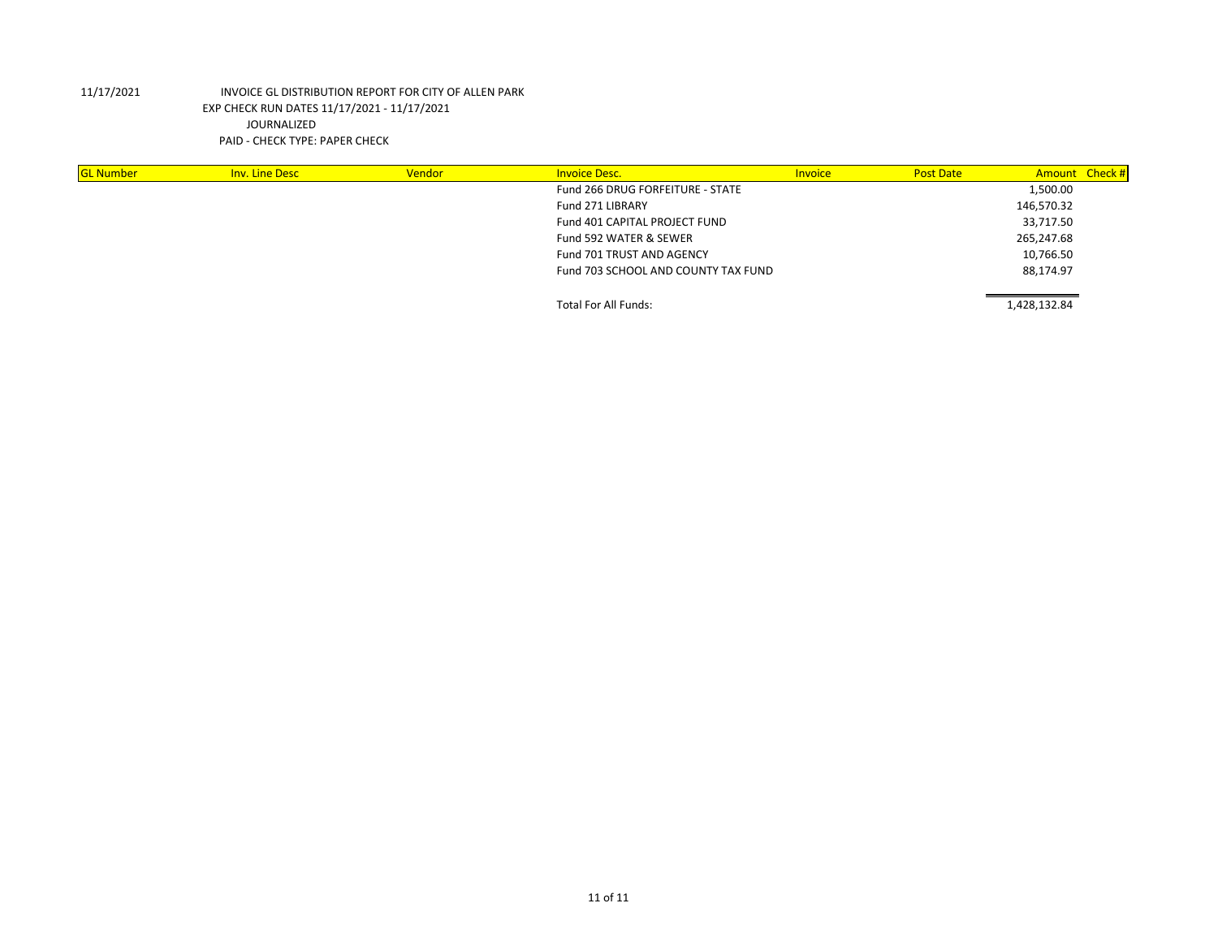11/17/2021 INVOICE GL DISTRIBUTION REPORT FOR CITY OF ALLEN PARK

EXP CHECK RUN DATES 11/17/2021 - 11/17/2021

JOURNALIZED

PAID - CHECK TYPE: PAPER CHECK

| GL Number | Inv. Line Desc | Vendor | Invoice Desc. | Invoice | Post Date | Amount | Check # |
|---|---|---|---|---|---|---|---|
| | | | Fund 266 DRUG FORFEITURE - STATE | | | 1,500.00 | |
| | | | Fund 271 LIBRARY | | | 146,570.32 | |
| | | | Fund 401 CAPITAL PROJECT FUND | | | 33,717.50 | |
| | | | Fund 592 WATER & SEWER | | | 265,247.68 | |
| | | | Fund 701 TRUST AND AGENCY | | | 10,766.50 | |
| | | | Fund 703 SCHOOL AND COUNTY TAX FUND | | | 88,174.97 | |
| | | | Total For All Funds: | | | 1,428,132.84 | |